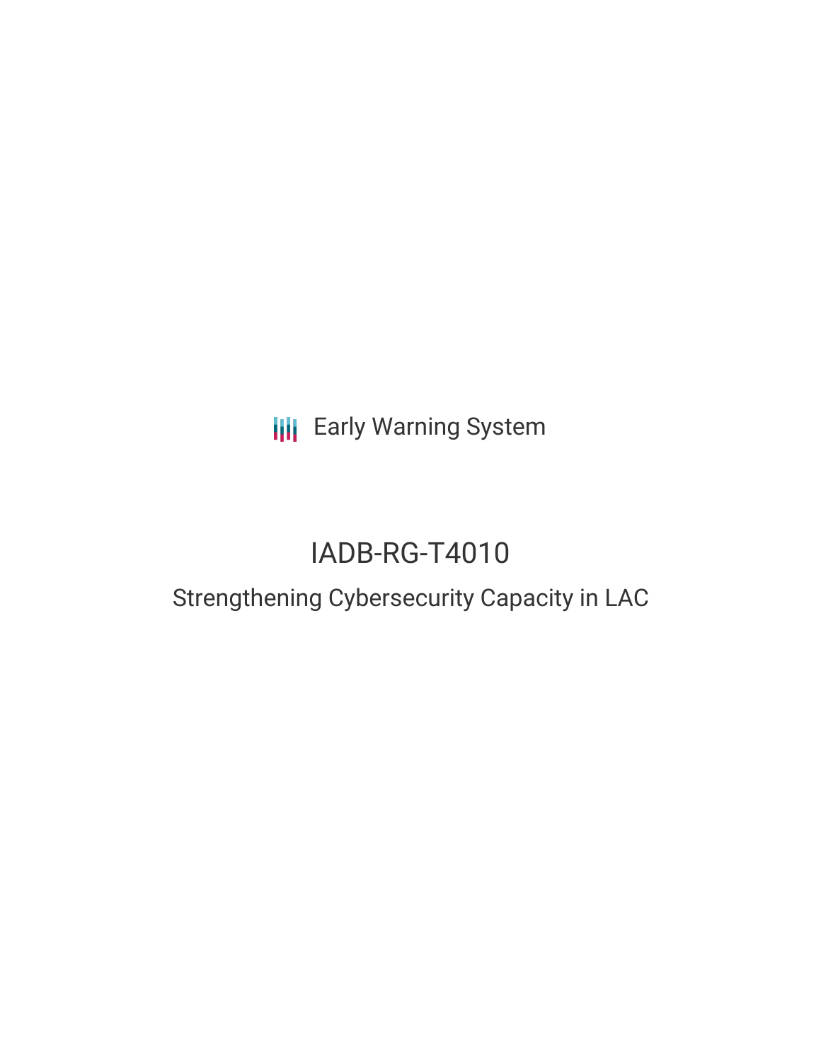Early Warning System

# IADB-RG-T4010

## Strengthening Cybersecurity Capacity in LAC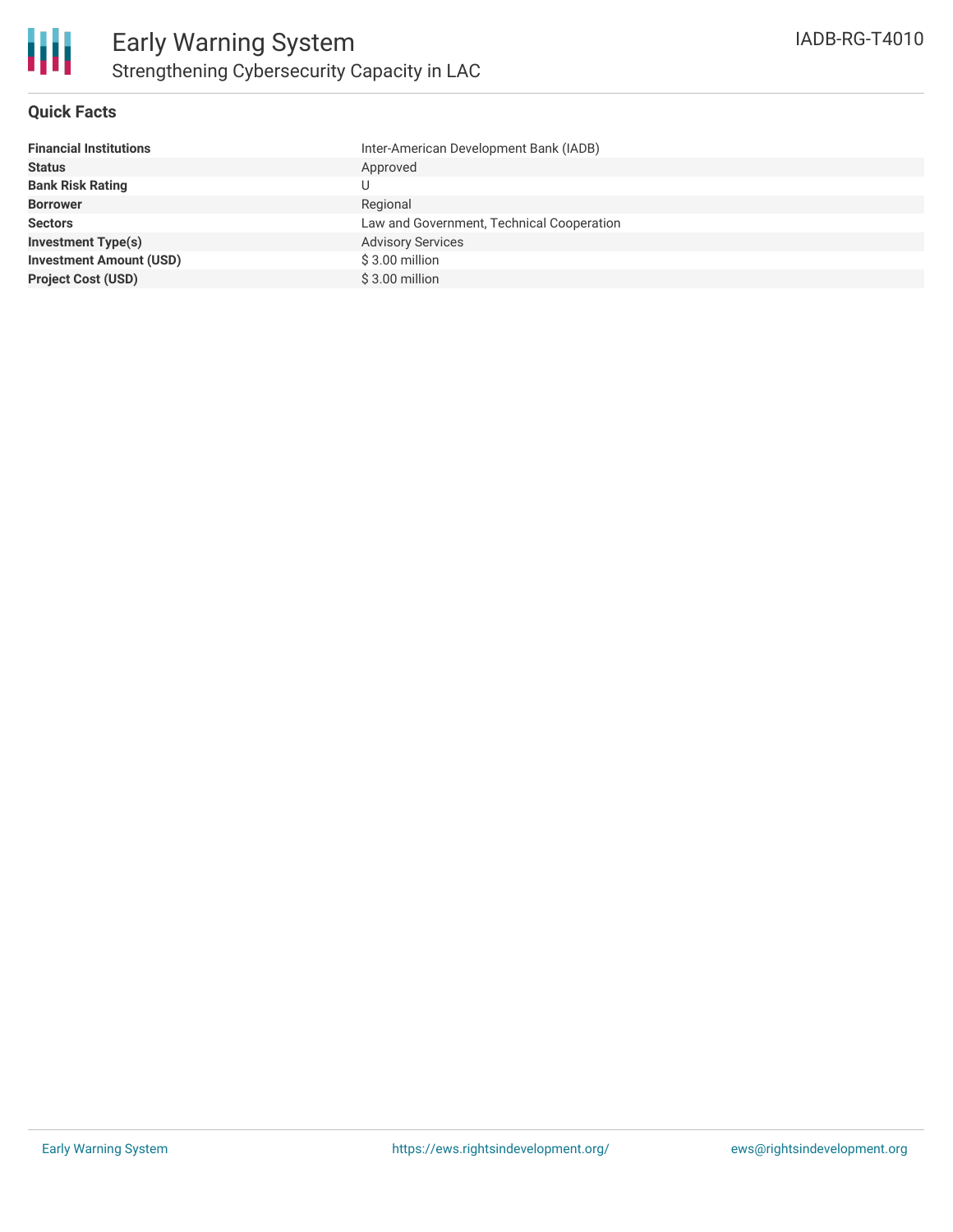# Early Warning System

## Strengthening Cybersecurity Capacity in LAC

IADB-RG-T4010

### Quick Facts

| | |
|---|---|
| **Financial Institutions** | Inter-American Development Bank (IADB) |
| **Status** | Approved |
| **Bank Risk Rating** | U |
| **Borrower** | Regional |
| **Sectors** | Law and Government, Technical Cooperation |
| **Investment Type(s)** | Advisory Services |
| **Investment Amount (USD)** | $ 3.00 million |
| **Project Cost (USD)** | $ 3.00 million |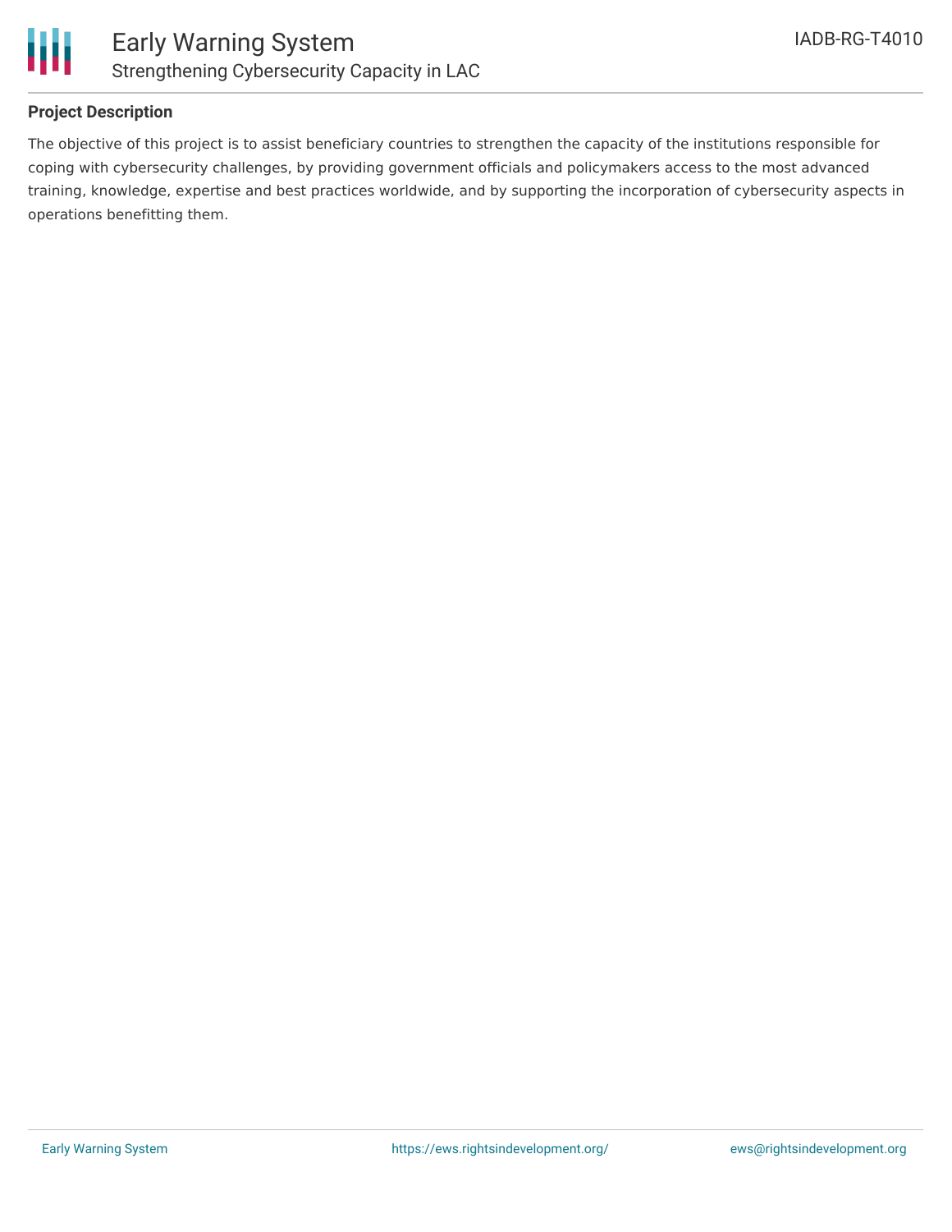**Project Description**

The objective of this project is to assist beneficiary countries to strengthen the capacity of the institutions responsible for coping with cybersecurity challenges, by providing government officials and policymakers access to the most advanced training, knowledge, expertise and best practices worldwide, and by supporting the incorporation of cybersecurity aspects in operations benefitting them.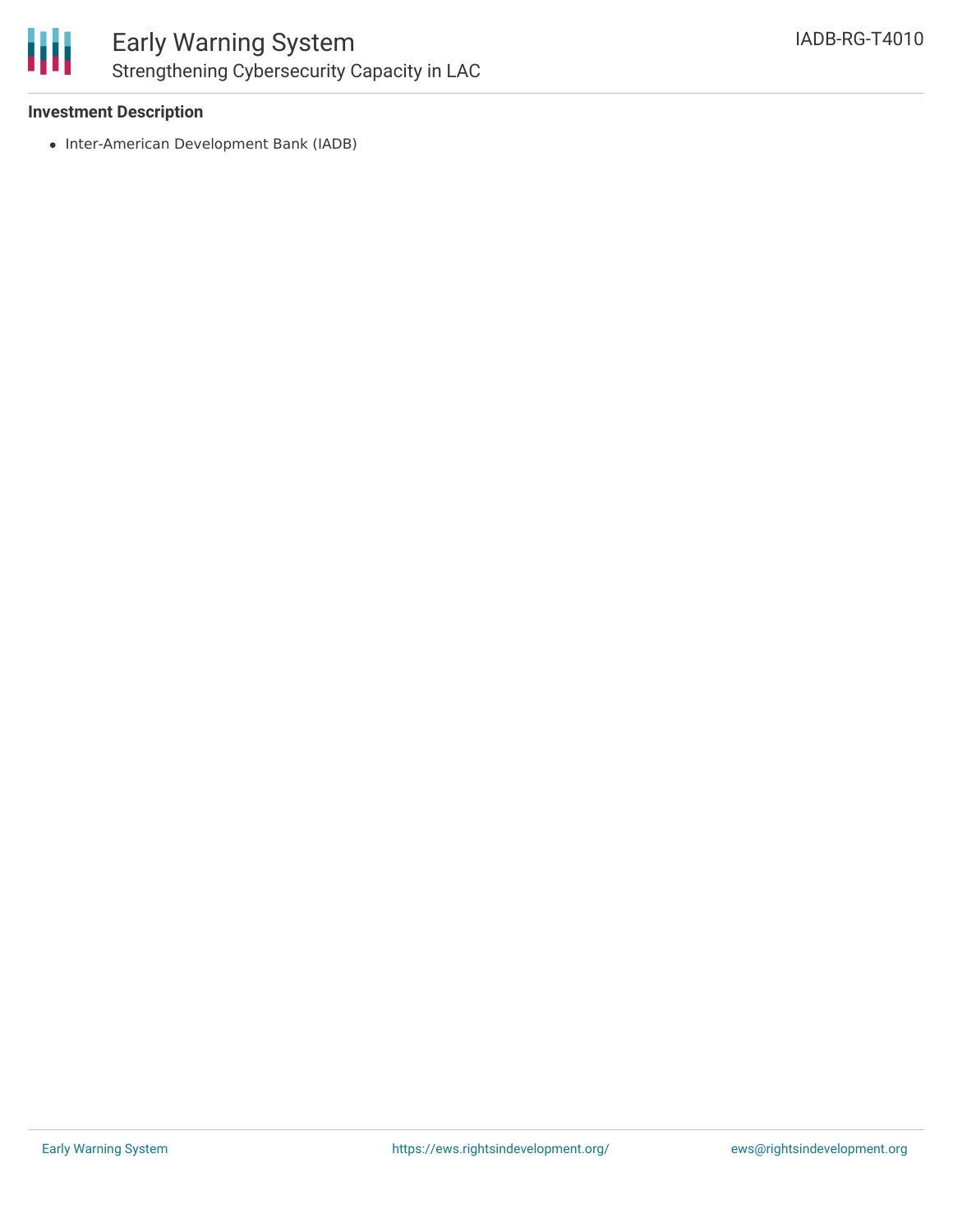**Investment Description**

- Inter-American Development Bank (IADB)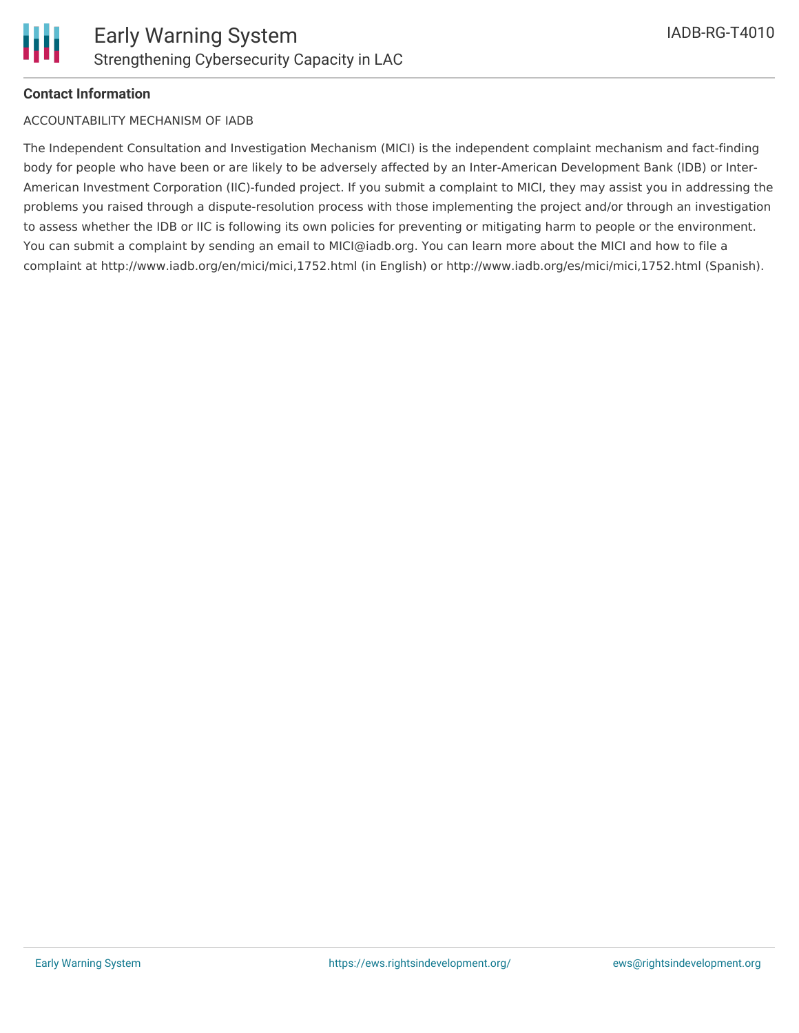**Contact Information**

ACCOUNTABILITY MECHANISM OF IADB

The Independent Consultation and Investigation Mechanism (MICI) is the independent complaint mechanism and fact-finding body for people who have been or are likely to be adversely affected by an Inter-American Development Bank (IDB) or Inter-American Investment Corporation (IIC)-funded project. If you submit a complaint to MICI, they may assist you in addressing the problems you raised through a dispute-resolution process with those implementing the project and/or through an investigation to assess whether the IDB or IIC is following its own policies for preventing or mitigating harm to people or the environment. You can submit a complaint by sending an email to MICI@iadb.org. You can learn more about the MICI and how to file a complaint at http://www.iadb.org/en/mici/mici,1752.html (in English) or http://www.iadb.org/es/mici/mici,1752.html (Spanish).